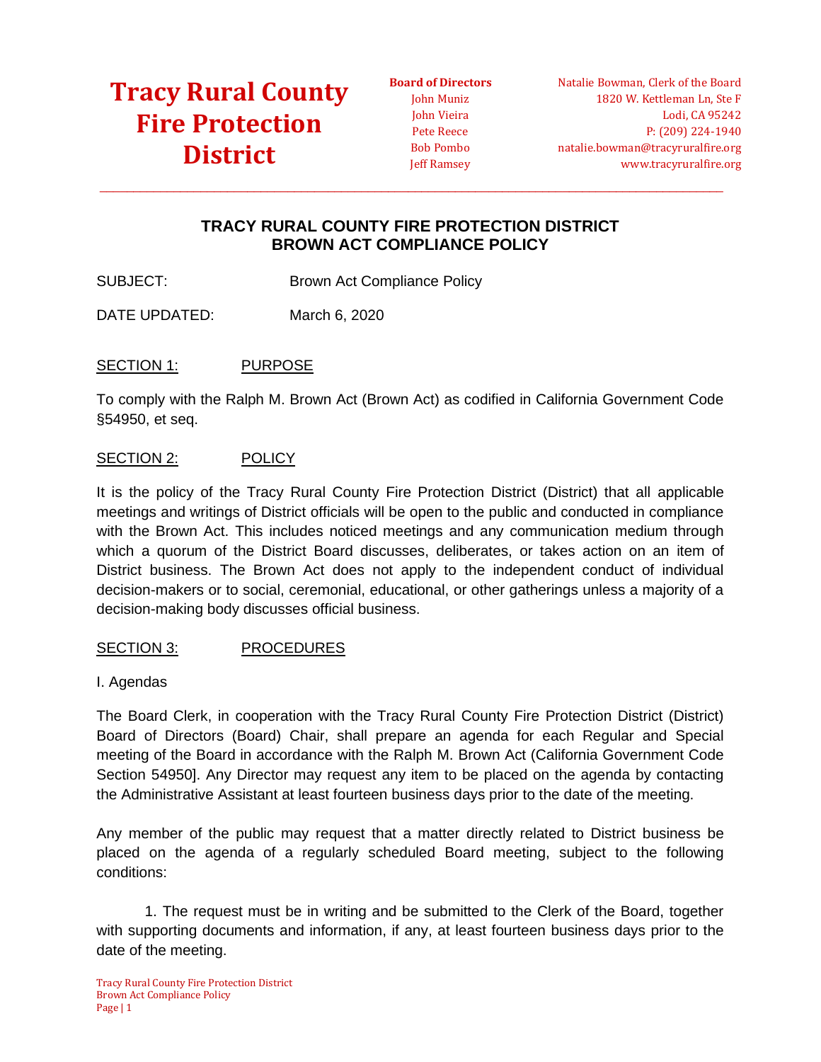# Tracy Rural County Fire Protection District

**Board of Directors**
John Muniz
John Vieira
Pete Reece
Bob Pombo
Jeff Ramsey

Natalie Bowman, Clerk of the Board
1820 W. Kettleman Ln, Ste F
Lodi, CA 95242
P: (209) 224-1940
natalie.bowman@tracyruralfire.org
www.tracyruralfire.org

---

## TRACY RURAL COUNTY FIRE PROTECTION DISTRICT
## BROWN ACT COMPLIANCE POLICY

SUBJECT: Brown Act Compliance Policy

DATE UPDATED: March 6, 2020

### SECTION 1: PURPOSE

To comply with the Ralph M. Brown Act (Brown Act) as codified in California Government Code §54950, et seq.

### SECTION 2: POLICY

It is the policy of the Tracy Rural County Fire Protection District (District) that all applicable meetings and writings of District officials will be open to the public and conducted in compliance with the Brown Act. This includes noticed meetings and any communication medium through which a quorum of the District Board discusses, deliberates, or takes action on an item of District business. The Brown Act does not apply to the independent conduct of individual decision-makers or to social, ceremonial, educational, or other gatherings unless a majority of a decision-making body discusses official business.

### SECTION 3: PROCEDURES

I. Agendas

The Board Clerk, in cooperation with the Tracy Rural County Fire Protection District (District) Board of Directors (Board) Chair, shall prepare an agenda for each Regular and Special meeting of the Board in accordance with the Ralph M. Brown Act (California Government Code Section 54950]. Any Director may request any item to be placed on the agenda by contacting the Administrative Assistant at least fourteen business days prior to the date of the meeting.

Any member of the public may request that a matter directly related to District business be placed on the agenda of a regularly scheduled Board meeting, subject to the following conditions:

1. The request must be in writing and be submitted to the Clerk of the Board, together with supporting documents and information, if any, at least fourteen business days prior to the date of the meeting.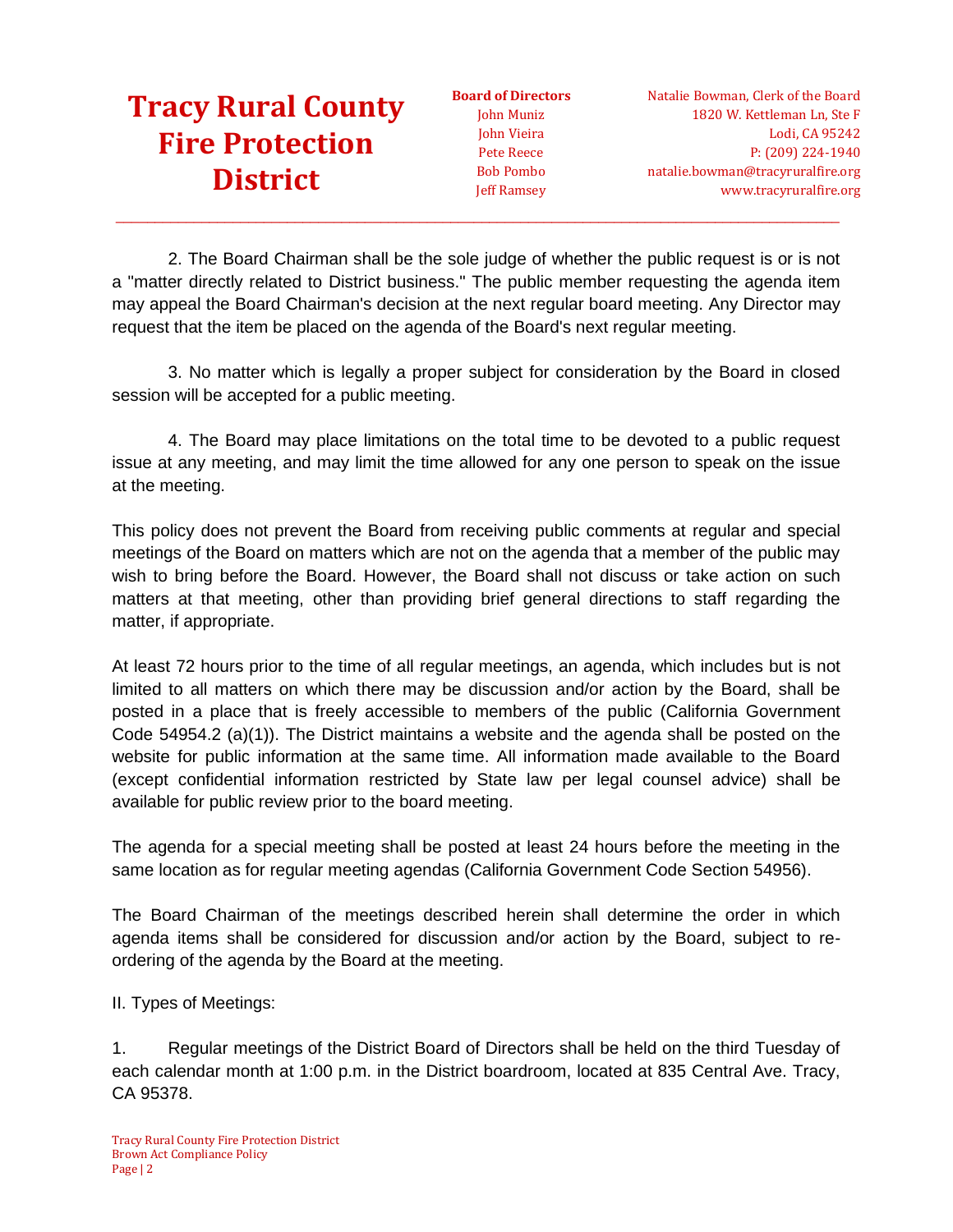2. The Board Chairman shall be the sole judge of whether the public request is or is not a "matter directly related to District business." The public member requesting the agenda item may appeal the Board Chairman's decision at the next regular board meeting. Any Director may request that the item be placed on the agenda of the Board's next regular meeting.

3. No matter which is legally a proper subject for consideration by the Board in closed session will be accepted for a public meeting.

4. The Board may place limitations on the total time to be devoted to a public request issue at any meeting, and may limit the time allowed for any one person to speak on the issue at the meeting.

This policy does not prevent the Board from receiving public comments at regular and special meetings of the Board on matters which are not on the agenda that a member of the public may wish to bring before the Board. However, the Board shall not discuss or take action on such matters at that meeting, other than providing brief general directions to staff regarding the matter, if appropriate.

At least 72 hours prior to the time of all regular meetings, an agenda, which includes but is not limited to all matters on which there may be discussion and/or action by the Board, shall be posted in a place that is freely accessible to members of the public (California Government Code 54954.2 (a)(1)). The District maintains a website and the agenda shall be posted on the website for public information at the same time. All information made available to the Board (except confidential information restricted by State law per legal counsel advice) shall be available for public review prior to the board meeting.

The agenda for a special meeting shall be posted at least 24 hours before the meeting in the same location as for regular meeting agendas (California Government Code Section 54956).

The Board Chairman of the meetings described herein shall determine the order in which agenda items shall be considered for discussion and/or action by the Board, subject to re-ordering of the agenda by the Board at the meeting.

II. Types of Meetings:

1. Regular meetings of the District Board of Directors shall be held on the third Tuesday of each calendar month at 1:00 p.m. in the District boardroom, located at 835 Central Ave. Tracy, CA 95378.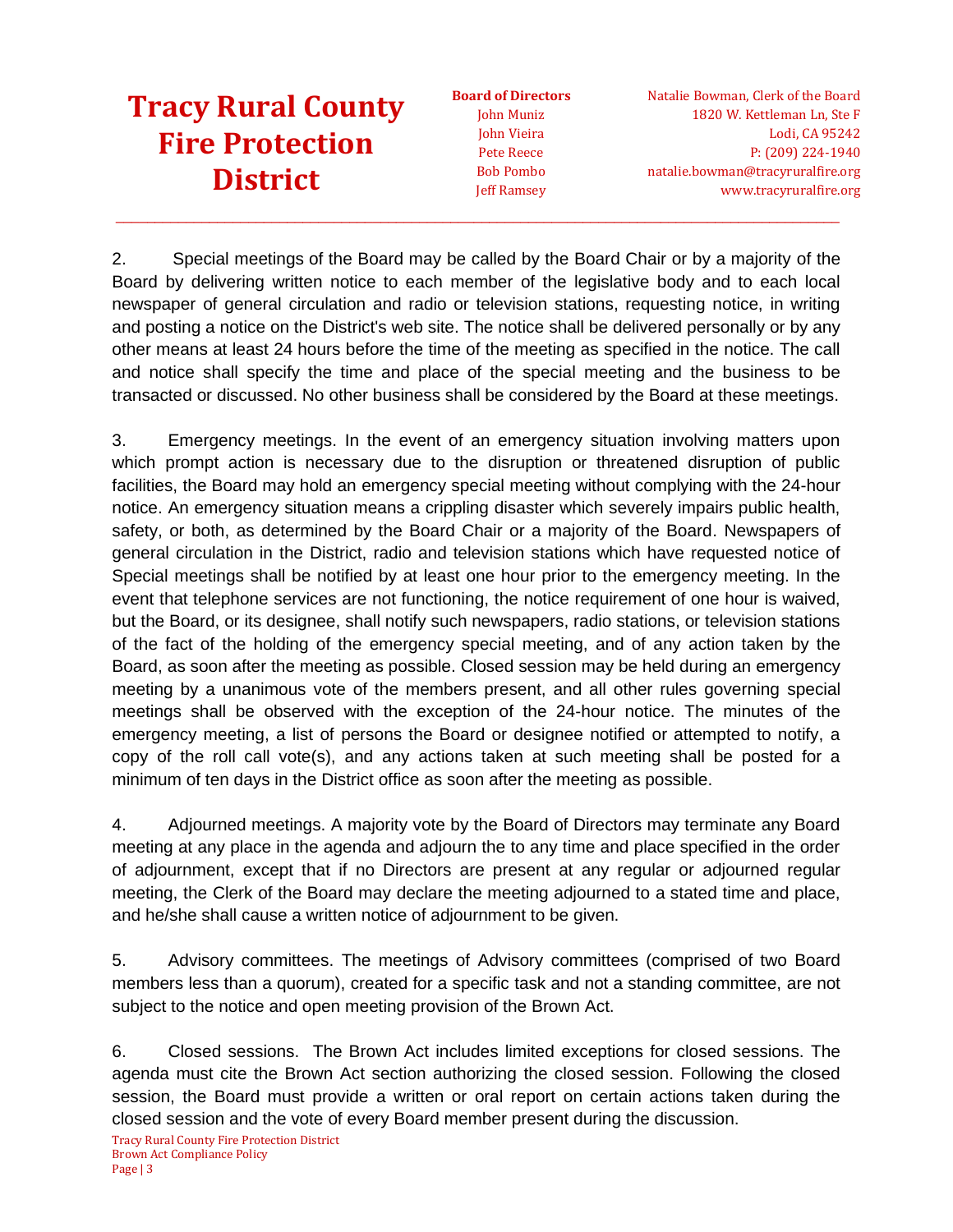2. Special meetings of the Board may be called by the Board Chair or by a majority of the Board by delivering written notice to each member of the legislative body and to each local newspaper of general circulation and radio or television stations, requesting notice, in writing and posting a notice on the District's web site. The notice shall be delivered personally or by any other means at least 24 hours before the time of the meeting as specified in the notice. The call and notice shall specify the time and place of the special meeting and the business to be transacted or discussed. No other business shall be considered by the Board at these meetings.

3. Emergency meetings. In the event of an emergency situation involving matters upon which prompt action is necessary due to the disruption or threatened disruption of public facilities, the Board may hold an emergency special meeting without complying with the 24-hour notice. An emergency situation means a crippling disaster which severely impairs public health, safety, or both, as determined by the Board Chair or a majority of the Board. Newspapers of general circulation in the District, radio and television stations which have requested notice of Special meetings shall be notified by at least one hour prior to the emergency meeting. In the event that telephone services are not functioning, the notice requirement of one hour is waived, but the Board, or its designee, shall notify such newspapers, radio stations, or television stations of the fact of the holding of the emergency special meeting, and of any action taken by the Board, as soon after the meeting as possible. Closed session may be held during an emergency meeting by a unanimous vote of the members present, and all other rules governing special meetings shall be observed with the exception of the 24-hour notice. The minutes of the emergency meeting, a list of persons the Board or designee notified or attempted to notify, a copy of the roll call vote(s), and any actions taken at such meeting shall be posted for a minimum of ten days in the District office as soon after the meeting as possible.

4. Adjourned meetings. A majority vote by the Board of Directors may terminate any Board meeting at any place in the agenda and adjourn the to any time and place specified in the order of adjournment, except that if no Directors are present at any regular or adjourned regular meeting, the Clerk of the Board may declare the meeting adjourned to a stated time and place, and he/she shall cause a written notice of adjournment to be given.

5. Advisory committees. The meetings of Advisory committees (comprised of two Board members less than a quorum), created for a specific task and not a standing committee, are not subject to the notice and open meeting provision of the Brown Act.

6. Closed sessions. The Brown Act includes limited exceptions for closed sessions. The agenda must cite the Brown Act section authorizing the closed session. Following the closed session, the Board must provide a written or oral report on certain actions taken during the closed session and the vote of every Board member present during the discussion.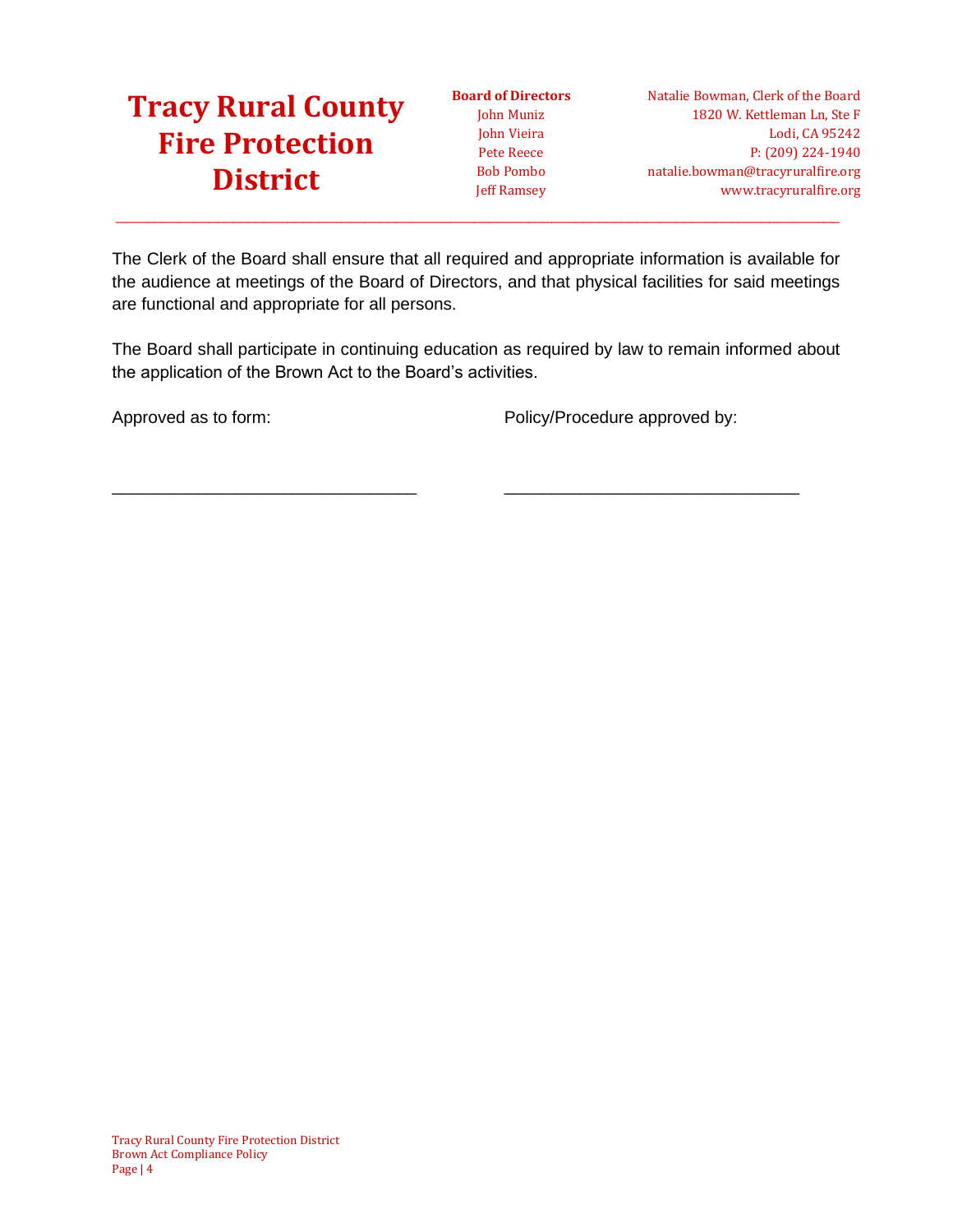The Clerk of the Board shall ensure that all required and appropriate information is available for the audience at meetings of the Board of Directors, and that physical facilities for said meetings are functional and appropriate for all persons.

The Board shall participate in continuing education as required by law to remain informed about the application of the Brown Act to the Board's activities.

Approved as to form:

______________________________

Policy/Procedure approved by:

______________________________